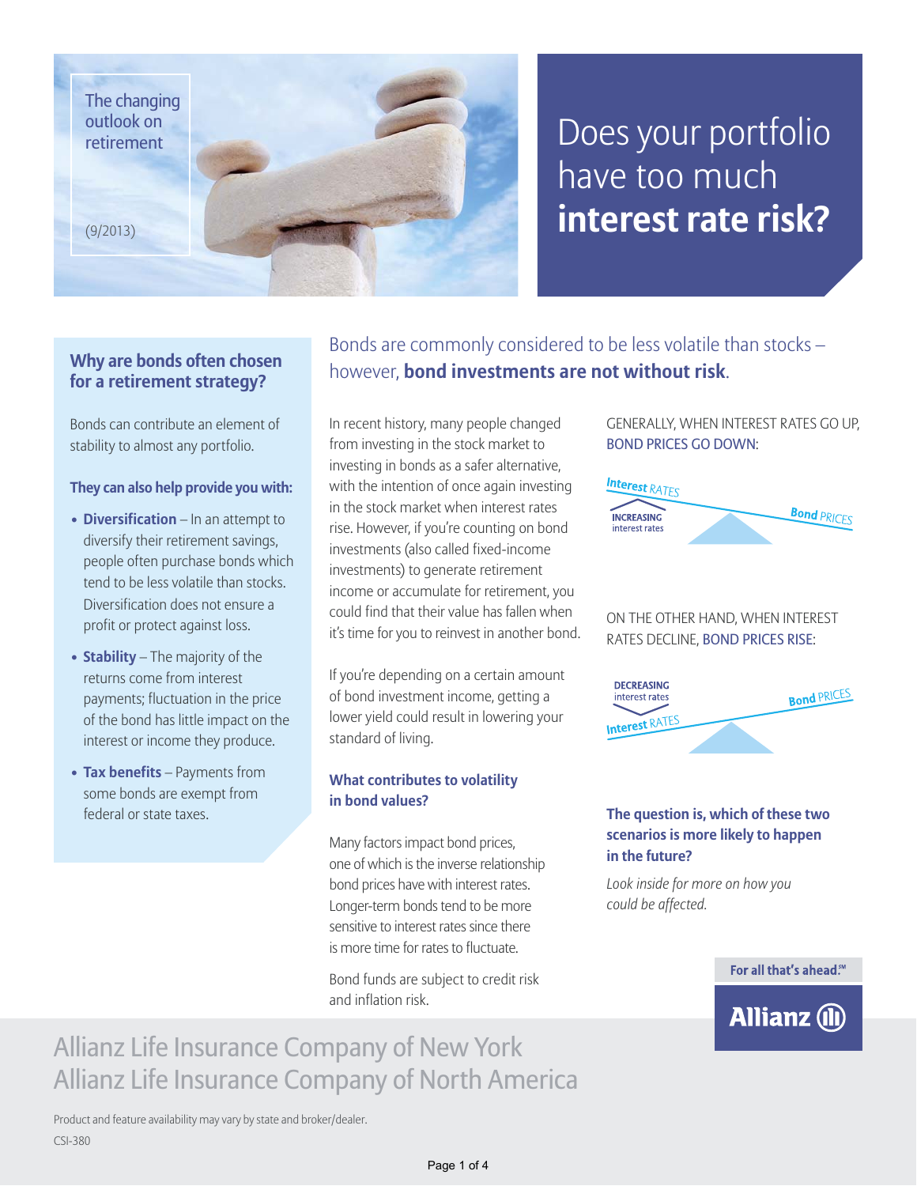The changing outlook on retirement

(9/2013)

# Does your portfolio have too much **interest rate risk?**

## Why are bonds often chosen for a retirement strategy?

Bonds can contribute an element of stability to almost any portfolio.

**They can also help provide you with:**

- **Diversification** – In an attempt to diversify their retirement savings, people often purchase bonds which tend to be less volatile than stocks. Diversification does not ensure a profit or protect against loss.
- **Stability** – The majority of the returns come from interest payments; fluctuation in the price of the bond has little impact on the interest or income they produce.
- **Tax benefits** – Payments from some bonds are exempt from federal or state taxes.

## Bonds are commonly considered to be less volatile than stocks – however, **bond investments are not without risk**.

In recent history, many people changed from investing in the stock market to investing in bonds as a safer alternative, with the intention of once again investing in the stock market when interest rates rise. However, if you're counting on bond investments (also called fixed-income investments) to generate retirement income or accumulate for retirement, you could find that their value has fallen when it's time for you to reinvest in another bond.

If you're depending on a certain amount of bond investment income, getting a lower yield could result in lowering your standard of living.

### What contributes to volatility in bond values?

Many factors impact bond prices, one of which is the inverse relationship bond prices have with interest rates. Longer-term bonds tend to be more sensitive to interest rates since there is more time for rates to fluctuate.

Bond funds are subject to credit risk and inflation risk.

GENERALLY, WHEN INTEREST RATES GO UP, BOND PRICES GO DOWN:

Interest RATES — INCREASING interest rates — Bond PRICES

ON THE OTHER HAND, WHEN INTEREST RATES DECLINE, BOND PRICES RISE:

DECREASING interest rates — Interest RATES — Bond PRICES

### The question is, which of these two scenarios is more likely to happen in the future?

*Look inside for more on how you could be affected.*

For all that's ahead.℠

Allianz

Allianz Life Insurance Company of New York
Allianz Life Insurance Company of North America

Product and feature availability may vary by state and broker/dealer.

CSI-380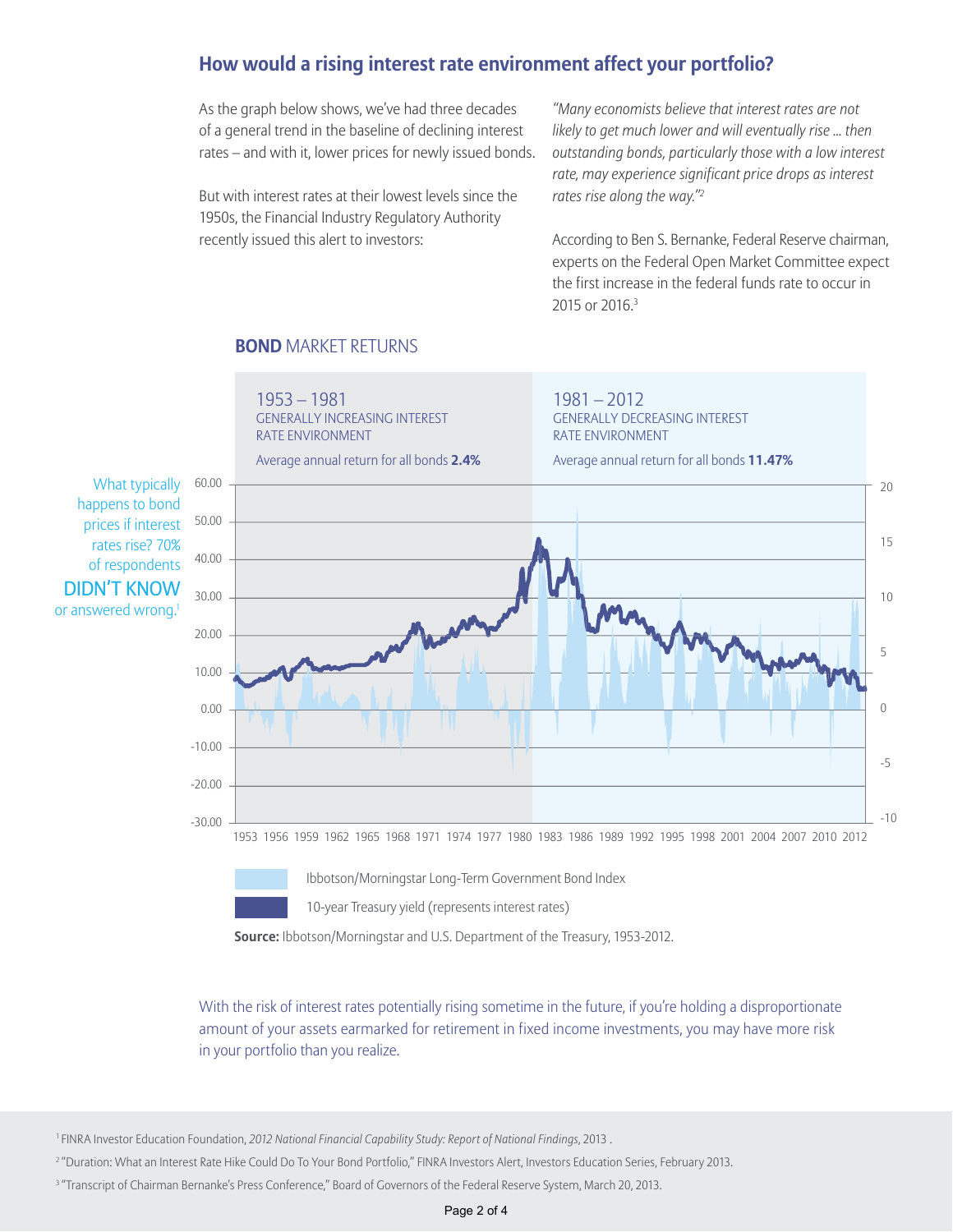## How would a rising interest rate environment affect your portfolio?

As the graph below shows, we've had three decades of a general trend in the baseline of declining interest rates – and with it, lower prices for newly issued bonds.

But with interest rates at their lowest levels since the 1950s, the Financial Industry Regulatory Authority recently issued this alert to investors:

*"Many economists believe that interest rates are not likely to get much lower and will eventually rise ... then outstanding bonds, particularly those with a low interest rate, may experience significant price drops as interest rates rise along the way."*[2]

According to Ben S. Bernanke, Federal Reserve chairman, experts on the Federal Open Market Committee expect the first increase in the federal funds rate to occur in 2015 or 2016.[3]

**BOND** MARKET RETURNS

1953 – 1981
GENERALLY INCREASING INTEREST RATE ENVIRONMENT
Average annual return for all bonds **2.4%**

1981 – 2012
GENERALLY DECREASING INTEREST RATE ENVIRONMENT
Average annual return for all bonds **11.47%**

What typically happens to bond prices if interest rates rise? 70% of respondents **DIDN'T KNOW** or answered wrong.[1]

Ibbotson/Morningstar Long-Term Government Bond Index

10-year Treasury yield (represents interest rates)

**Source:** Ibbotson/Morningstar and U.S. Department of the Treasury, 1953-2012.

With the risk of interest rates potentially rising sometime in the future, if you're holding a disproportionate amount of your assets earmarked for retirement in fixed income investments, you may have more risk in your portfolio than you realize.

[1] FINRA Investor Education Foundation, *2012 National Financial Capability Study: Report of National Findings*, 2013 .

[2] "Duration: What an Interest Rate Hike Could Do To Your Bond Portfolio," FINRA Investors Alert, Investors Education Series, February 2013.

[3] "Transcript of Chairman Bernanke's Press Conference," Board of Governors of the Federal Reserve System, March 20, 2013.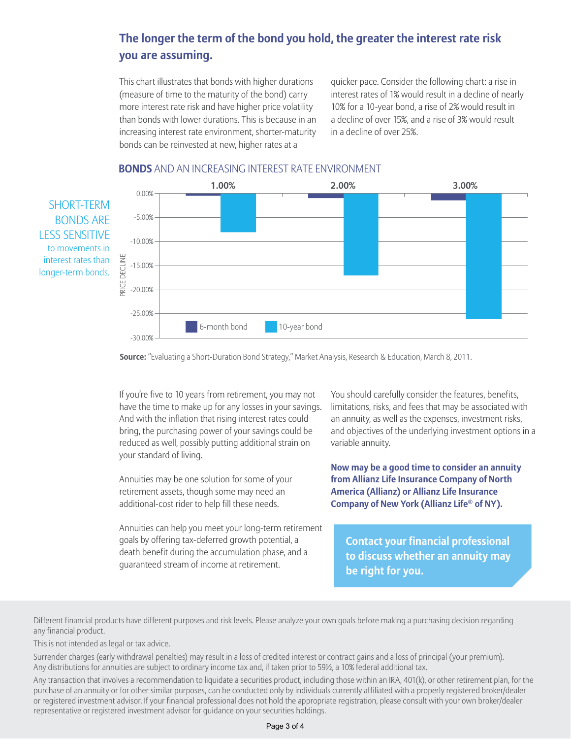## The longer the term of the bond you hold, the greater the interest rate risk you are assuming.

This chart illustrates that bonds with higher durations (measure of time to the maturity of the bond) carry more interest rate risk and have higher price volatility than bonds with lower durations. This is because in an increasing interest rate environment, shorter-maturity bonds can be reinvested at new, higher rates at a quicker pace. Consider the following chart: a rise in interest rates of 1% would result in a decline of nearly 10% for a 10-year bond, a rise of 2% would result in a decline of over 15%, and a rise of 3% would result in a decline of over 25%.

SHORT-TERM BONDS ARE LESS SENSITIVE to movements in interest rates than longer-term bonds.

**BONDS** AND AN INCREASING INTEREST RATE ENVIRONMENT

**Source:** "Evaluating a Short-Duration Bond Strategy," Market Analysis, Research & Education, March 8, 2011.

If you're five to 10 years from retirement, you may not have the time to make up for any losses in your savings. And with the inflation that rising interest rates could bring, the purchasing power of your savings could be reduced as well, possibly putting additional strain on your standard of living.

Annuities may be one solution for some of your retirement assets, though some may need an additional-cost rider to help fill these needs.

Annuities can help you meet your long-term retirement goals by offering tax-deferred growth potential, a death benefit during the accumulation phase, and a guaranteed stream of income at retirement.

You should carefully consider the features, benefits, limitations, risks, and fees that may be associated with an annuity, as well as the expenses, investment risks, and objectives of the underlying investment options in a variable annuity.

**Now may be a good time to consider an annuity from Allianz Life Insurance Company of North America (Allianz) or Allianz Life Insurance Company of New York (Allianz Life® of NY).**

**Contact your financial professional to discuss whether an annuity may be right for you.**

Different financial products have different purposes and risk levels. Please analyze your own goals before making a purchasing decision regarding any financial product.

This is not intended as legal or tax advice.

Surrender charges (early withdrawal penalties) may result in a loss of credited interest or contract gains and a loss of principal (your premium). Any distributions for annuities are subject to ordinary income tax and, if taken prior to 59½, a 10% federal additional tax.

Any transaction that involves a recommendation to liquidate a securities product, including those within an IRA, 401(k), or other retirement plan, for the purchase of an annuity or for other similar purposes, can be conducted only by individuals currently affiliated with a properly registered broker/dealer or registered investment advisor. If your financial professional does not hold the appropriate registration, please consult with your own broker/dealer representative or registered investment advisor for guidance on your securities holdings.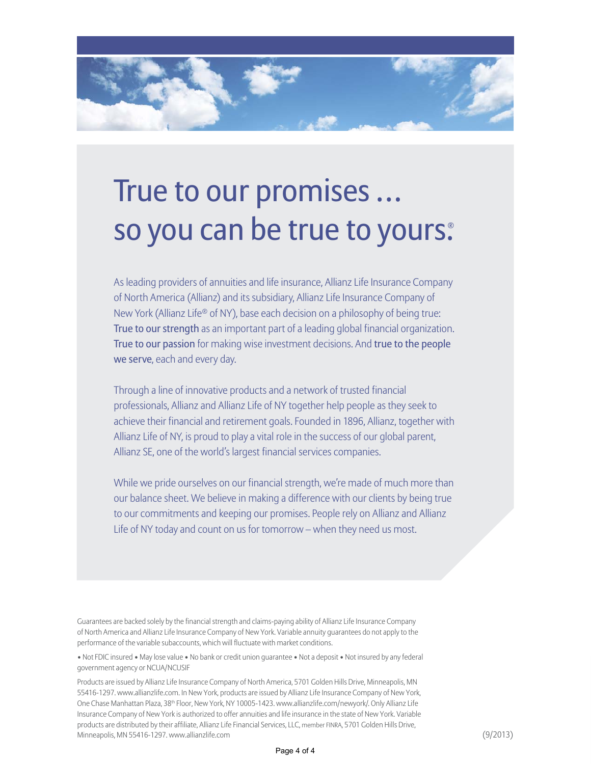# True to our promises … so you can be true to yours.®

As leading providers of annuities and life insurance, Allianz Life Insurance Company of North America (Allianz) and its subsidiary, Allianz Life Insurance Company of New York (Allianz Life® of NY), base each decision on a philosophy of being true: **True to our strength** as an important part of a leading global financial organization. **True to our passion** for making wise investment decisions. And **true to the people we serve**, each and every day.

Through a line of innovative products and a network of trusted financial professionals, Allianz and Allianz Life of NY together help people as they seek to achieve their financial and retirement goals. Founded in 1896, Allianz, together with Allianz Life of NY, is proud to play a vital role in the success of our global parent, Allianz SE, one of the world's largest financial services companies.

While we pride ourselves on our financial strength, we're made of much more than our balance sheet. We believe in making a difference with our clients by being true to our commitments and keeping our promises. People rely on Allianz and Allianz Life of NY today and count on us for tomorrow – when they need us most.

Guarantees are backed solely by the financial strength and claims-paying ability of Allianz Life Insurance Company of North America and Allianz Life Insurance Company of New York. Variable annuity guarantees do not apply to the performance of the variable subaccounts, which will fluctuate with market conditions.

• Not FDIC insured • May lose value • No bank or credit union guarantee • Not a deposit • Not insured by any federal government agency or NCUA/NCUSIF

Products are issued by Allianz Life Insurance Company of North America, 5701 Golden Hills Drive, Minneapolis, MN 55416-1297. www.allianzlife.com. In New York, products are issued by Allianz Life Insurance Company of New York, One Chase Manhattan Plaza, 38th Floor, New York, NY 10005-1423. www.allianzlife.com/newyork/. Only Allianz Life Insurance Company of New York is authorized to offer annuities and life insurance in the state of New York. Variable products are distributed by their affiliate, Allianz Life Financial Services, LLC, member FINRA, 5701 Golden Hills Drive, Minneapolis, MN 55416-1297. www.allianzlife.com

(9/2013)